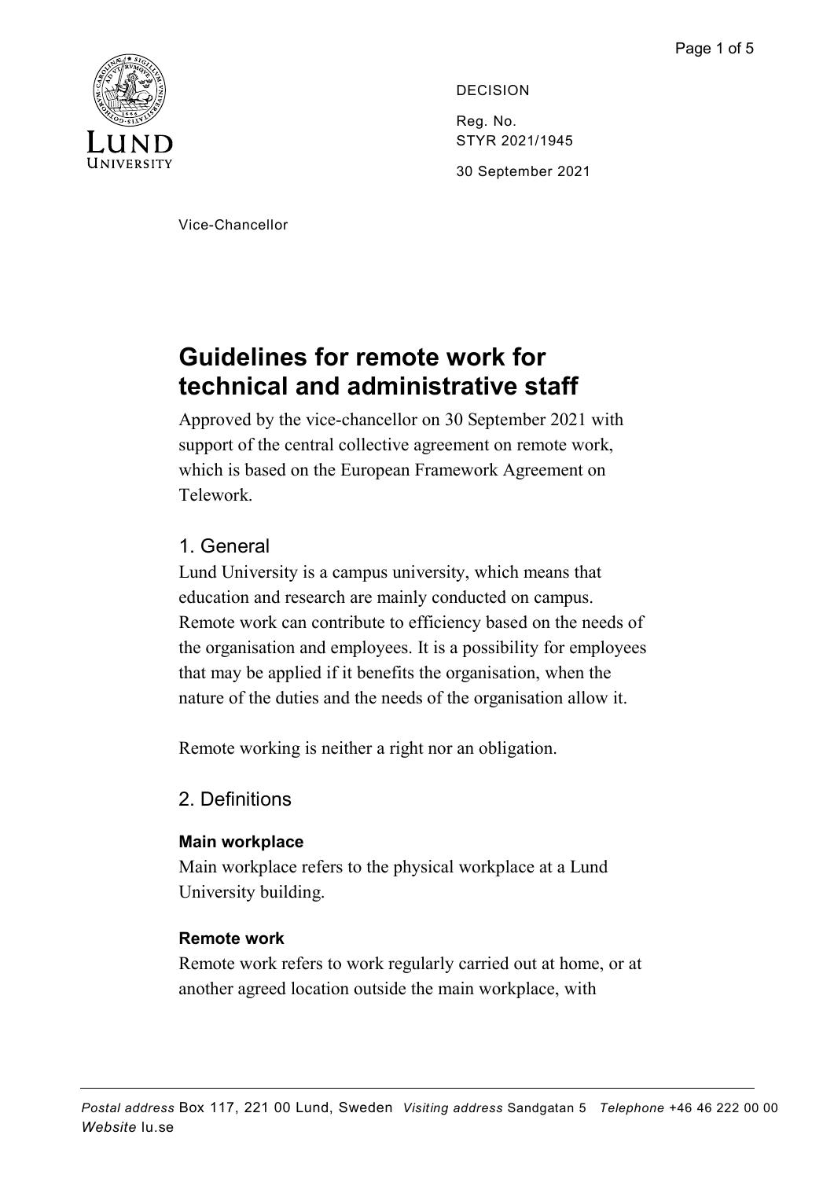DECISION

Reg. No.
STYR 2021/1945

30 September 2021

Vice-Chancellor

# Guidelines for remote work for technical and administrative staff

Approved by the vice-chancellor on 30 September 2021 with support of the central collective agreement on remote work, which is based on the European Framework Agreement on Telework.

## 1. General

Lund University is a campus university, which means that education and research are mainly conducted on campus. Remote work can contribute to efficiency based on the needs of the organisation and employees. It is a possibility for employees that may be applied if it benefits the organisation, when the nature of the duties and the needs of the organisation allow it.

Remote working is neither a right nor an obligation.

## 2. Definitions

### Main workplace

Main workplace refers to the physical workplace at a Lund University building.

### Remote work

Remote work refers to work regularly carried out at home, or at another agreed location outside the main workplace, with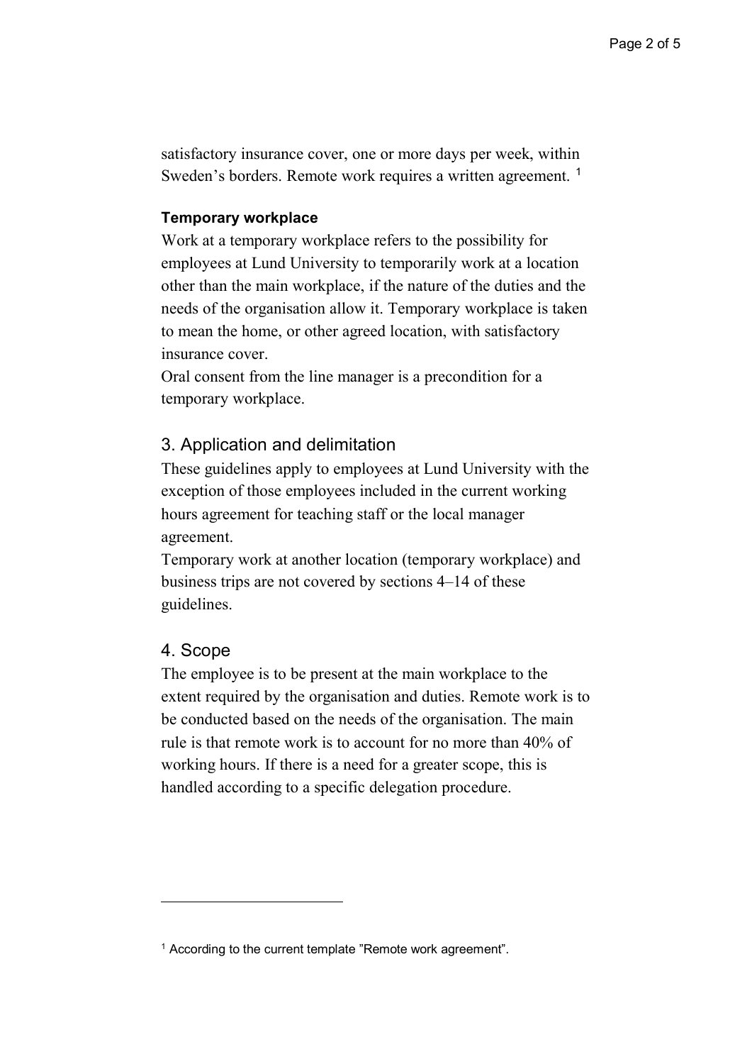satisfactory insurance cover, one or more days per week, within Sweden's borders. Remote work requires a written agreement. [1]

#### Temporary workplace

Work at a temporary workplace refers to the possibility for employees at Lund University to temporarily work at a location other than the main workplace, if the nature of the duties and the needs of the organisation allow it. Temporary workplace is taken to mean the home, or other agreed location, with satisfactory insurance cover.
Oral consent from the line manager is a precondition for a temporary workplace.

## 3. Application and delimitation

These guidelines apply to employees at Lund University with the exception of those employees included in the current working hours agreement for teaching staff or the local manager agreement.
Temporary work at another location (temporary workplace) and business trips are not covered by sections 4–14 of these guidelines.

## 4. Scope

The employee is to be present at the main workplace to the extent required by the organisation and duties. Remote work is to be conducted based on the needs of the organisation. The main rule is that remote work is to account for no more than 40% of working hours. If there is a need for a greater scope, this is handled according to a specific delegation procedure.

---

[1] According to the current template "Remote work agreement".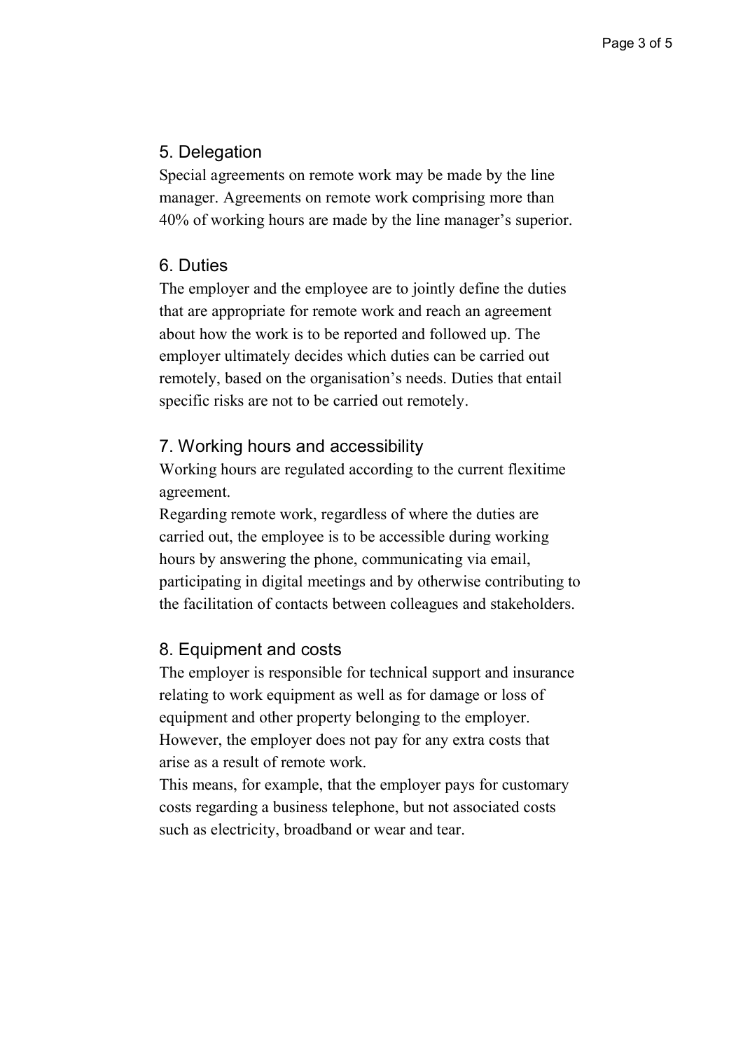## 5. Delegation

Special agreements on remote work may be made by the line manager. Agreements on remote work comprising more than 40% of working hours are made by the line manager's superior.

## 6. Duties

The employer and the employee are to jointly define the duties that are appropriate for remote work and reach an agreement about how the work is to be reported and followed up. The employer ultimately decides which duties can be carried out remotely, based on the organisation's needs. Duties that entail specific risks are not to be carried out remotely.

## 7. Working hours and accessibility

Working hours are regulated according to the current flexitime agreement.

Regarding remote work, regardless of where the duties are carried out, the employee is to be accessible during working hours by answering the phone, communicating via email, participating in digital meetings and by otherwise contributing to the facilitation of contacts between colleagues and stakeholders.

## 8. Equipment and costs

The employer is responsible for technical support and insurance relating to work equipment as well as for damage or loss of equipment and other property belonging to the employer. However, the employer does not pay for any extra costs that arise as a result of remote work.

This means, for example, that the employer pays for customary costs regarding a business telephone, but not associated costs such as electricity, broadband or wear and tear.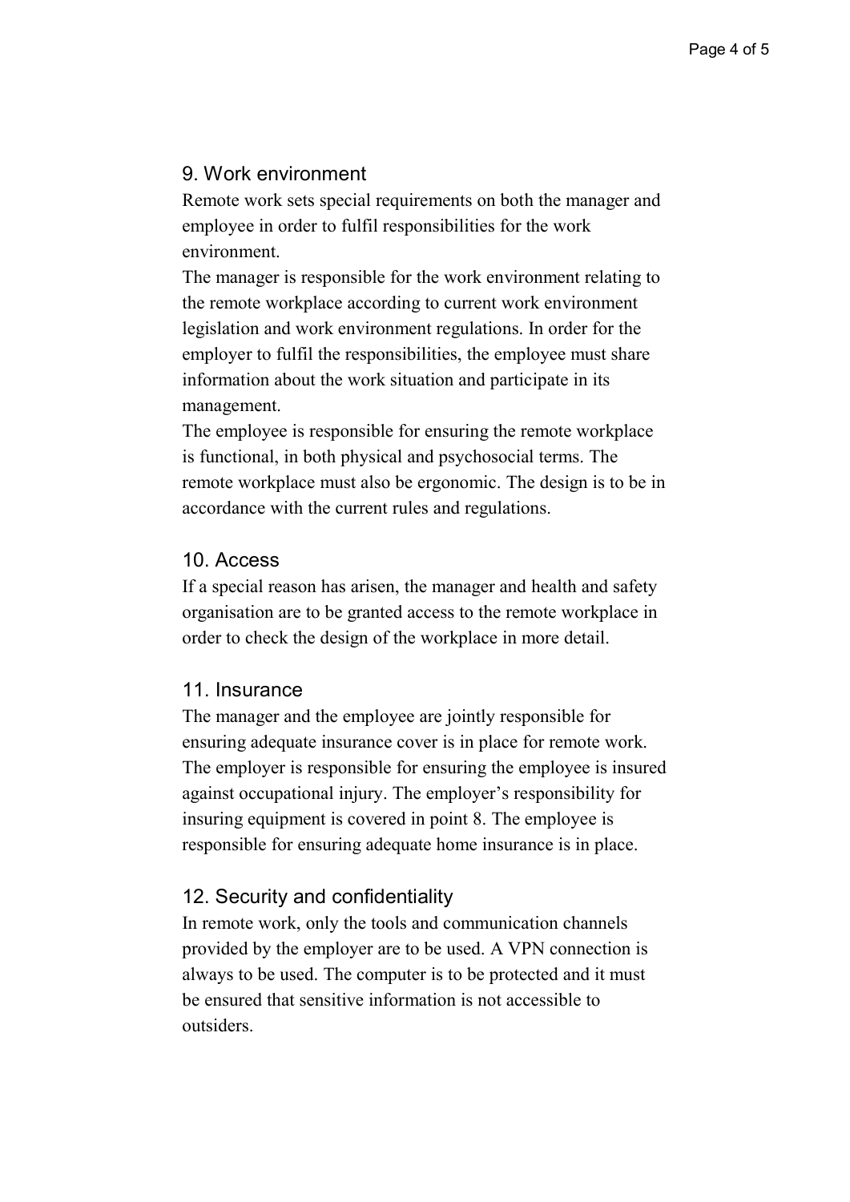## 9. Work environment

Remote work sets special requirements on both the manager and employee in order to fulfil responsibilities for the work environment.

The manager is responsible for the work environment relating to the remote workplace according to current work environment legislation and work environment regulations. In order for the employer to fulfil the responsibilities, the employee must share information about the work situation and participate in its management.

The employee is responsible for ensuring the remote workplace is functional, in both physical and psychosocial terms. The remote workplace must also be ergonomic. The design is to be in accordance with the current rules and regulations.

## 10. Access

If a special reason has arisen, the manager and health and safety organisation are to be granted access to the remote workplace in order to check the design of the workplace in more detail.

## 11. Insurance

The manager and the employee are jointly responsible for ensuring adequate insurance cover is in place for remote work. The employer is responsible for ensuring the employee is insured against occupational injury. The employer's responsibility for insuring equipment is covered in point 8. The employee is responsible for ensuring adequate home insurance is in place.

## 12. Security and confidentiality

In remote work, only the tools and communication channels provided by the employer are to be used. A VPN connection is always to be used. The computer is to be protected and it must be ensured that sensitive information is not accessible to outsiders.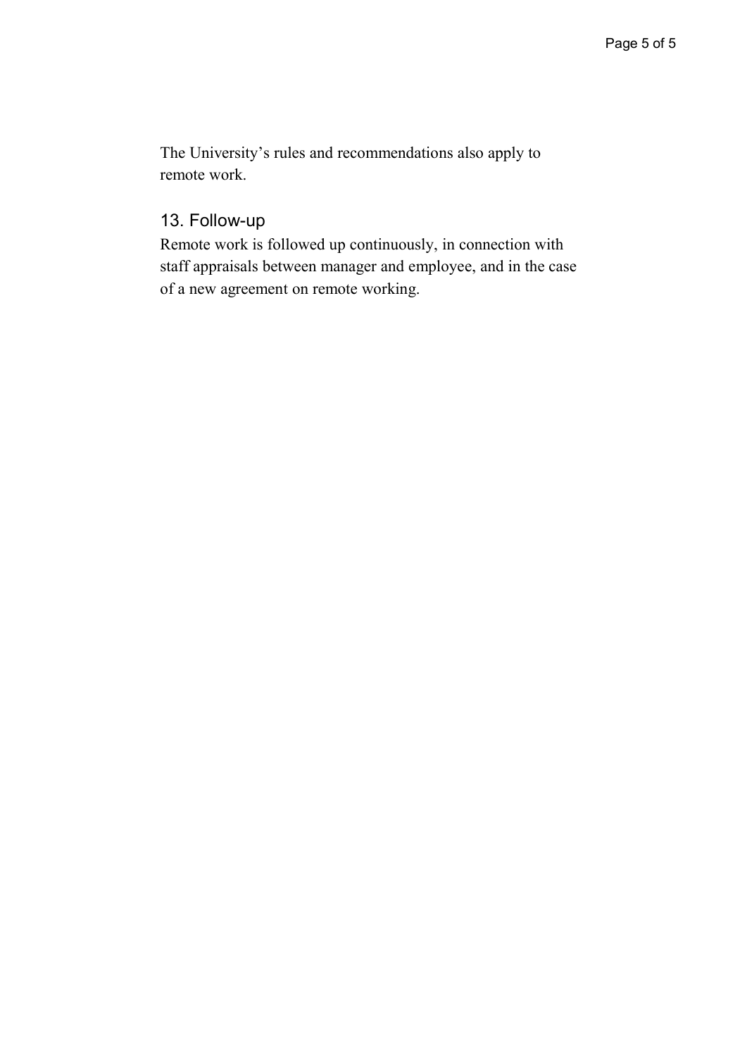The University's rules and recommendations also apply to remote work.

## 13. Follow-up

Remote work is followed up continuously, in connection with staff appraisals between manager and employee, and in the case of a new agreement on remote working.